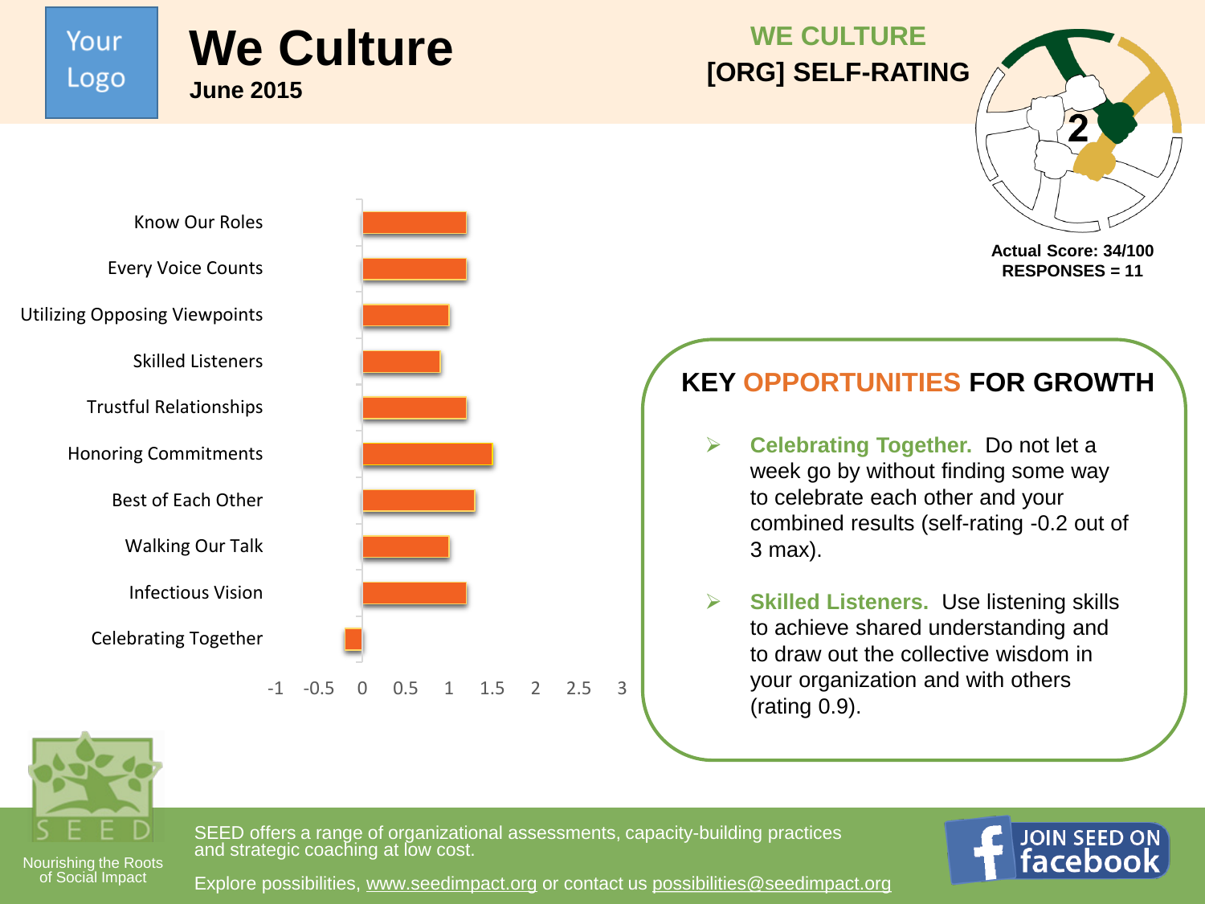Your Logo

# We Culture

**June 2015**

## WE CULTURE [ORG] SELF-RATING

2

**Actual Score: 34/100**
**RESPONSES = 11**

| Category |
|---|
| Know Our Roles |
| Every Voice Counts |
| Utilizing Opposing Viewpoints |
| Skilled Listeners |
| Trustful Relationships |
| Honoring Commitments |
| Best of Each Other |
| Walking Our Talk |
| Infectious Vision |
| Celebrating Together |

-1 -0.5 0 0.5 1 1.5 2 2.5 3

## KEY OPPORTUNITIES FOR GROWTH

- **Celebrating Together.** Do not let a week go by without finding some way to celebrate each other and your combined results (self-rating -0.2 out of 3 max).
- **Skilled Listeners.** Use listening skills to achieve shared understanding and to draw out the collective wisdom in your organization and with others (rating 0.9).

SEED

Nourishing the Roots of Social Impact

SEED offers a range of organizational assessments, capacity-building practices and strategic coaching at low cost.

Explore possibilities, www.seedimpact.org or contact us possibilities@seedimpact.org

JOIN SEED ON facebook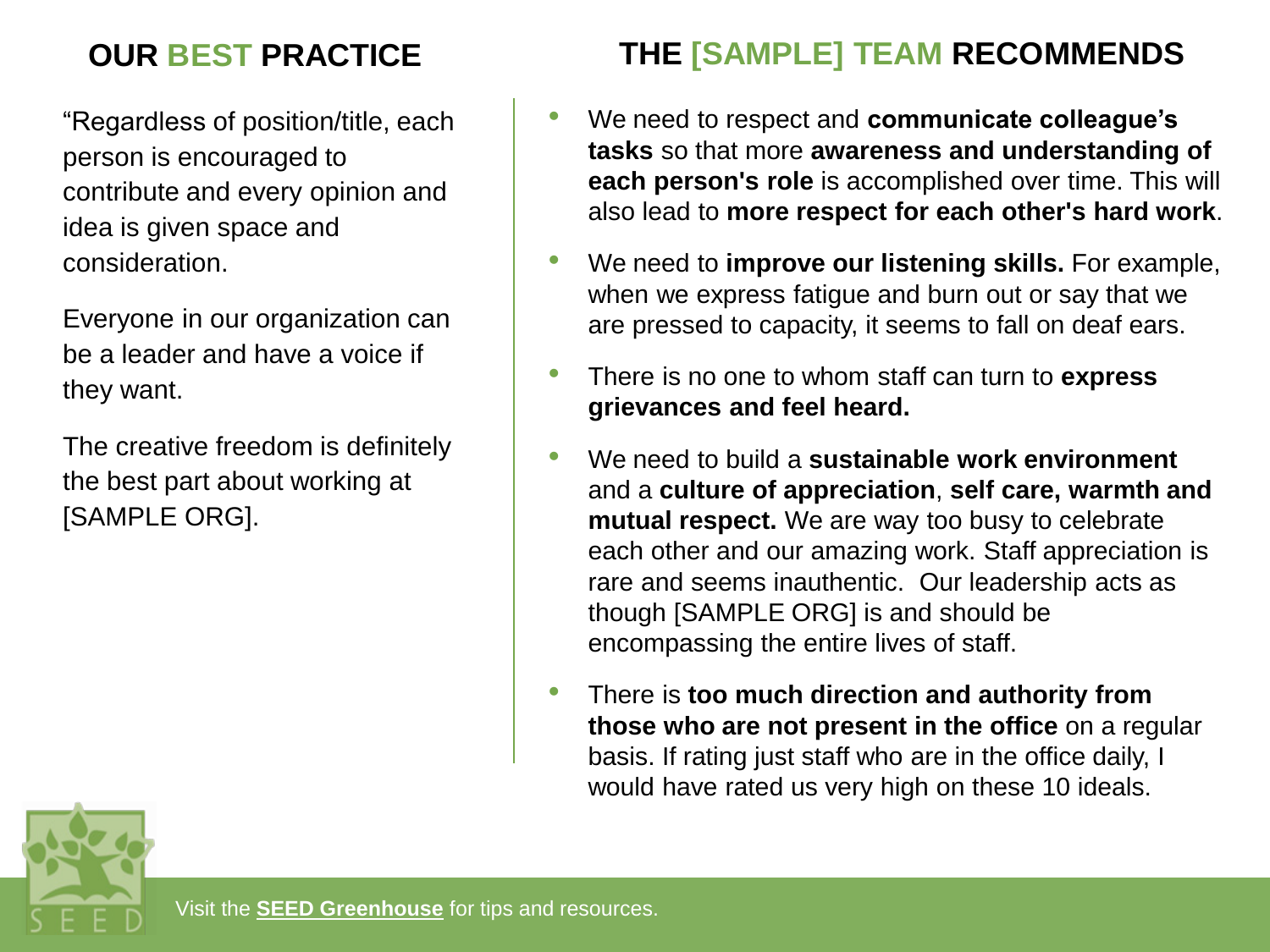## OUR BEST PRACTICE

“Regardless of position/title, each person is encouraged to contribute and every opinion and idea is given space and consideration.

Everyone in our organization can be a leader and have a voice if they want.

The creative freedom is definitely the best part about working at [SAMPLE ORG].

## THE [SAMPLE] TEAM RECOMMENDS

- We need to respect and **communicate colleague’s tasks** so that more **awareness and understanding of each person's role** is accomplished over time. This will also lead to **more respect for each other's hard work**.
- We need to **improve our listening skills.** For example, when we express fatigue and burn out or say that we are pressed to capacity, it seems to fall on deaf ears.
- There is no one to whom staff can turn to **express grievances and feel heard.**
- We need to build a **sustainable work environment** and a **culture of appreciation**, **self care, warmth and mutual respect.** We are way too busy to celebrate each other and our amazing work. Staff appreciation is rare and seems inauthentic. Our leadership acts as though [SAMPLE ORG] is and should be encompassing the entire lives of staff.
- There is **too much direction and authority from those who are not present in the office** on a regular basis. If rating just staff who are in the office daily, I would have rated us very high on these 10 ideals.

Visit the **SEED Greenhouse** for tips and resources.